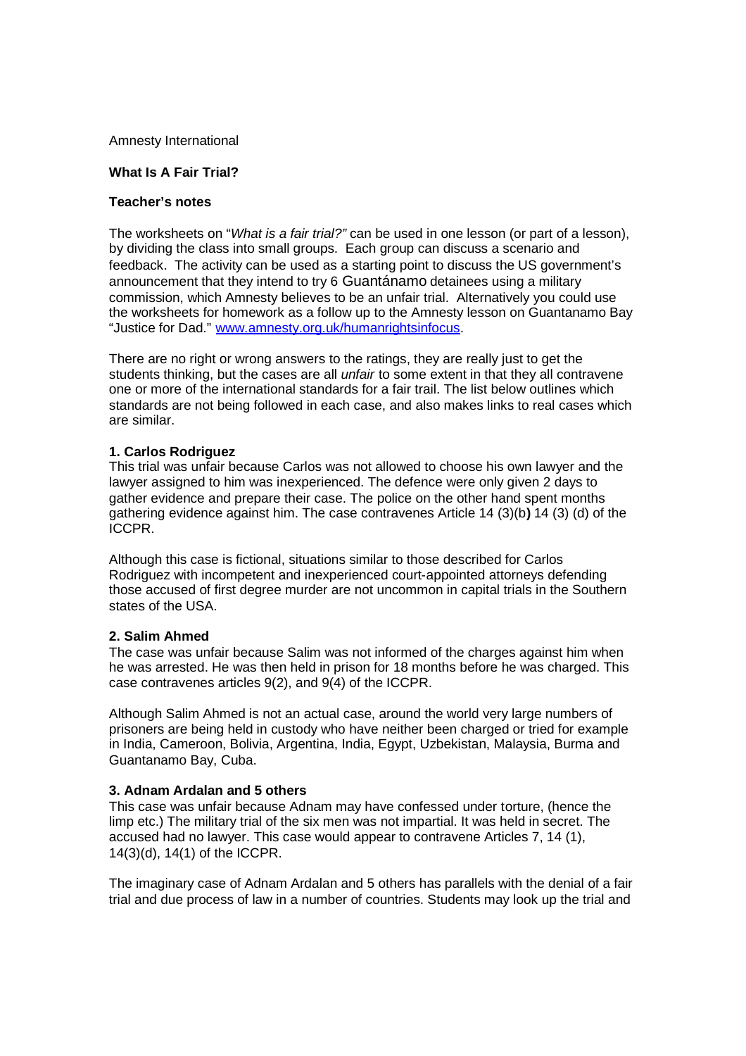Amnesty International

**What Is A Fair Trial?**

**Teacher's notes**

The worksheets on "*What is a fair trial?"* can be used in one lesson (or part of a lesson), by dividing the class into small groups. Each group can discuss a scenario and feedback. The activity can be used as a starting point to discuss the US government's announcement that they intend to try 6 Guantánamo detainees using a military commission, which Amnesty believes to be an unfair trial. Alternatively you could use the worksheets for homework as a follow up to the Amnesty lesson on Guantanamo Bay "Justice for Dad." [www.amnesty.org.uk/humanrightsinfocus](www.amnesty.org.uk/humanrightsinfocus).

There are no right or wrong answers to the ratings, they are really just to get the students thinking, but the cases are all *unfair* to some extent in that they all contravene one or more of the international standards for a fair trail. The list below outlines which standards are not being followed in each case, and also makes links to real cases which are similar.

**1. Carlos Rodriguez**

This trial was unfair because Carlos was not allowed to choose his own lawyer and the lawyer assigned to him was inexperienced. The defence were only given 2 days to gather evidence and prepare their case. The police on the other hand spent months gathering evidence against him. The case contravenes Article 14 (3)(b**)** 14 (3) (d) of the ICCPR.

Although this case is fictional, situations similar to those described for Carlos Rodriguez with incompetent and inexperienced court-appointed attorneys defending those accused of first degree murder are not uncommon in capital trials in the Southern states of the USA.

**2. Salim Ahmed**

The case was unfair because Salim was not informed of the charges against him when he was arrested. He was then held in prison for 18 months before he was charged. This case contravenes articles 9(2), and 9(4) of the ICCPR.

Although Salim Ahmed is not an actual case, around the world very large numbers of prisoners are being held in custody who have neither been charged or tried for example in India, Cameroon, Bolivia, Argentina, India, Egypt, Uzbekistan, Malaysia, Burma and Guantanamo Bay, Cuba.

**3. Adnam Ardalan and 5 others**

This case was unfair because Adnam may have confessed under torture, (hence the limp etc.) The military trial of the six men was not impartial. It was held in secret. The accused had no lawyer. This case would appear to contravene Articles 7, 14 (1), 14(3)(d), 14(1) of the ICCPR.

The imaginary case of Adnam Ardalan and 5 others has parallels with the denial of a fair trial and due process of law in a number of countries. Students may look up the trial and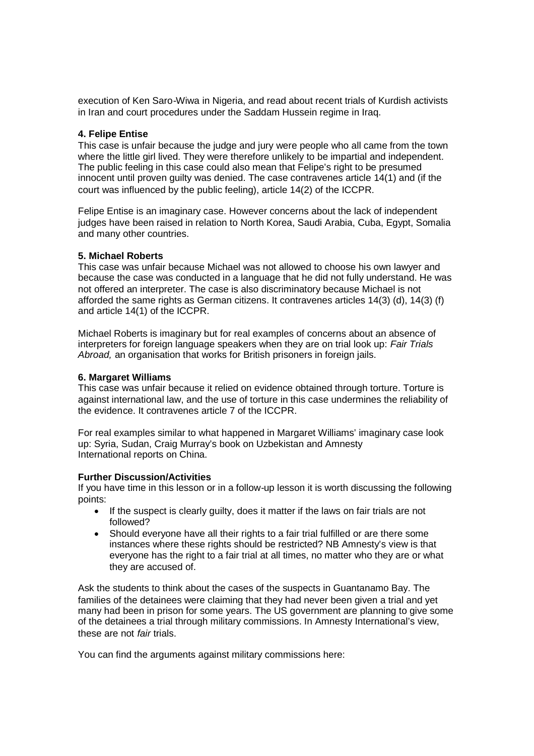execution of Ken Saro-Wiwa in Nigeria, and read about recent trials of Kurdish activists in Iran and court procedures under the Saddam Hussein regime in Iraq.

**4. Felipe Entise**

This case is unfair because the judge and jury were people who all came from the town where the little girl lived. They were therefore unlikely to be impartial and independent. The public feeling in this case could also mean that Felipe's right to be presumed innocent until proven guilty was denied. The case contravenes article 14(1) and (if the court was influenced by the public feeling), article 14(2) of the ICCPR.

Felipe Entise is an imaginary case. However concerns about the lack of independent judges have been raised in relation to North Korea, Saudi Arabia, Cuba, Egypt, Somalia and many other countries.

**5. Michael Roberts**

This case was unfair because Michael was not allowed to choose his own lawyer and because the case was conducted in a language that he did not fully understand. He was not offered an interpreter. The case is also discriminatory because Michael is not afforded the same rights as German citizens. It contravenes articles 14(3) (d), 14(3) (f) and article 14(1) of the ICCPR.

Michael Roberts is imaginary but for real examples of concerns about an absence of interpreters for foreign language speakers when they are on trial look up: *Fair Trials Abroad,* an organisation that works for British prisoners in foreign jails.

**6. Margaret Williams**

This case was unfair because it relied on evidence obtained through torture. Torture is against international law, and the use of torture in this case undermines the reliability of the evidence. It contravenes article 7 of the ICCPR.

For real examples similar to what happened in Margaret Williams' imaginary case look up: Syria, Sudan, Craig Murray's book on Uzbekistan and Amnesty International reports on China.

**Further Discussion/Activities**

If you have time in this lesson or in a follow-up lesson it is worth discussing the following points:

- If the suspect is clearly guilty, does it matter if the laws on fair trials are not followed?
- Should everyone have all their rights to a fair trial fulfilled or are there some instances where these rights should be restricted? NB Amnesty's view is that everyone has the right to a fair trial at all times, no matter who they are or what they are accused of.

Ask the students to think about the cases of the suspects in Guantanamo Bay. The families of the detainees were claiming that they had never been given a trial and yet many had been in prison for some years. The US government are planning to give some of the detainees a trial through military commissions. In Amnesty International's view, these are not *fair* trials.

You can find the arguments against military commissions here: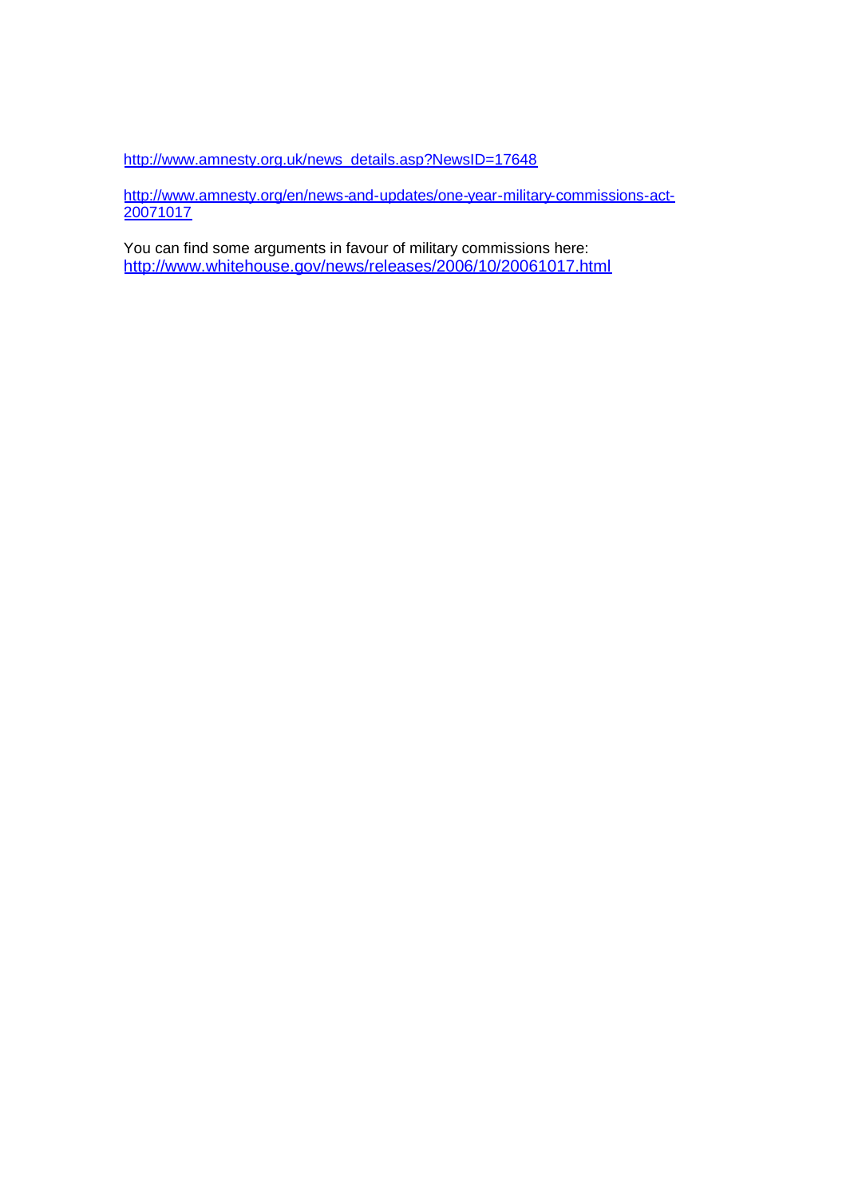http://www.amnesty.org.uk/news_details.asp?NewsID=17648

http://www.amnesty.org/en/news-and-updates/one-year-military-commissions-act-20071017

You can find some arguments in favour of military commissions here: http://www.whitehouse.gov/news/releases/2006/10/20061017.html